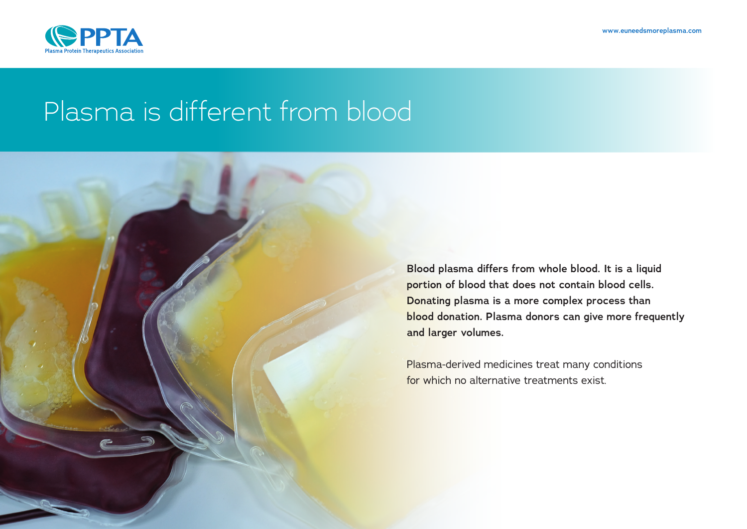PPTA
Plasma Protein Therapeutics Association

www.euneedsmoreplasma.com

# Plasma is different from blood

**Blood plasma differs from whole blood. It is a liquid portion of blood that does not contain blood cells. Donating plasma is a more complex process than blood donation. Plasma donors can give more frequently and larger volumes.**

Plasma-derived medicines treat many conditions for which no alternative treatments exist.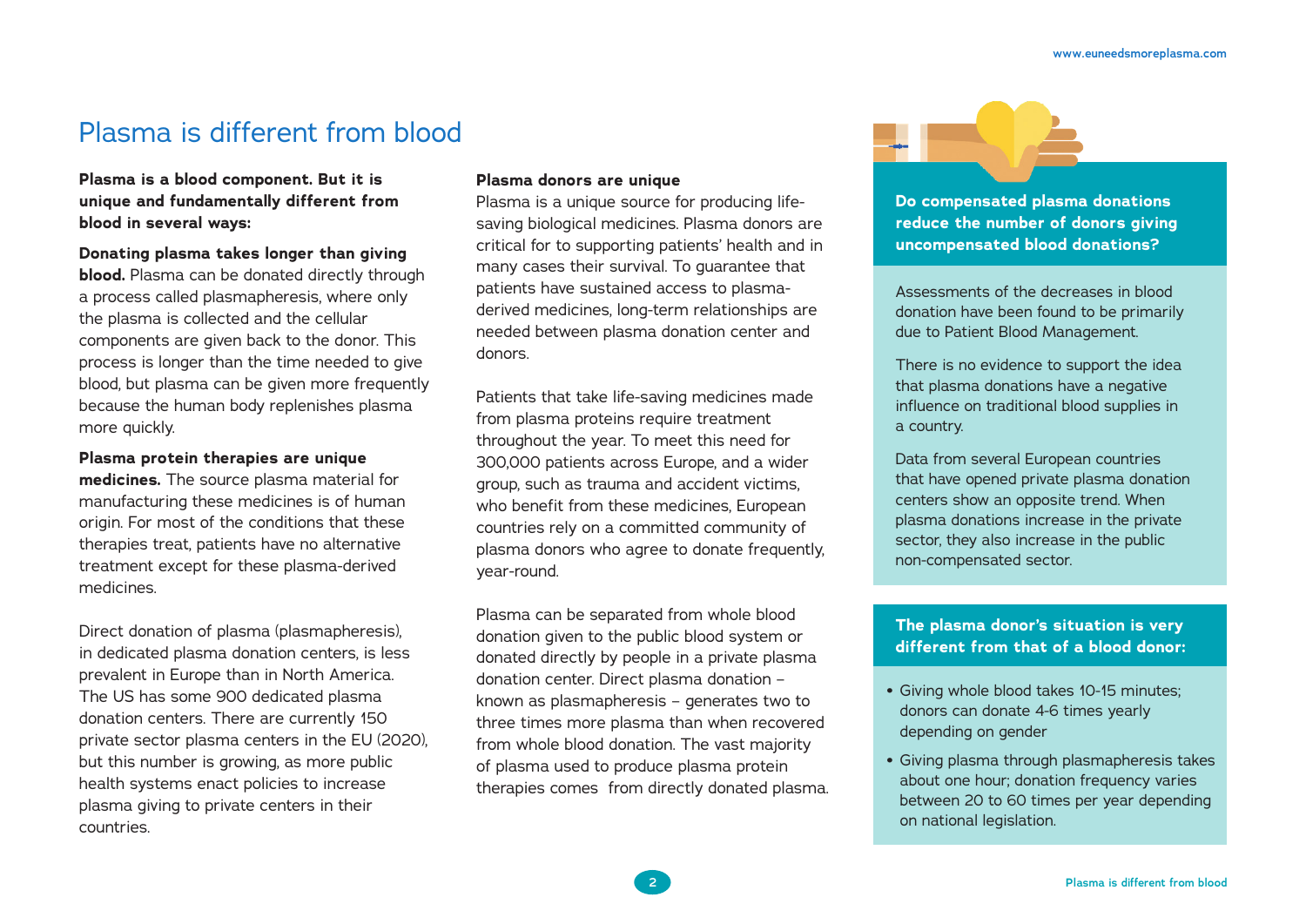# Plasma is different from blood

**Plasma is a blood component. But it is unique and fundamentally different from blood in several ways:**

**Donating plasma takes longer than giving blood.** Plasma can be donated directly through a process called plasmapheresis, where only the plasma is collected and the cellular components are given back to the donor. This process is longer than the time needed to give blood, but plasma can be given more frequently because the human body replenishes plasma more quickly.

**Plasma protein therapies are unique medicines.** The source plasma material for manufacturing these medicines is of human origin. For most of the conditions that these therapies treat, patients have no alternative treatment except for these plasma-derived medicines.

Direct donation of plasma (plasmapheresis), in dedicated plasma donation centers, is less prevalent in Europe than in North America. The US has some 900 dedicated plasma donation centers. There are currently 150 private sector plasma centers in the EU (2020), but this number is growing, as more public health systems enact policies to increase plasma giving to private centers in their countries.

**Plasma donors are unique**

Plasma is a unique source for producing life-saving biological medicines. Plasma donors are critical for to supporting patients' health and in many cases their survival. To guarantee that patients have sustained access to plasma-derived medicines, long-term relationships are needed between plasma donation center and donors.

Patients that take life-saving medicines made from plasma proteins require treatment throughout the year. To meet this need for 300,000 patients across Europe, and a wider group, such as trauma and accident victims, who benefit from these medicines, European countries rely on a committed community of plasma donors who agree to donate frequently, year-round.

Plasma can be separated from whole blood donation given to the public blood system or donated directly by people in a private plasma donation center. Direct plasma donation – known as plasmapheresis – generates two to three times more plasma than when recovered from whole blood donation. The vast majority of plasma used to produce plasma protein therapies comes from directly donated plasma.

**Do compensated plasma donations reduce the number of donors giving uncompensated blood donations?**

Assessments of the decreases in blood donation have been found to be primarily due to Patient Blood Management.

There is no evidence to support the idea that plasma donations have a negative influence on traditional blood supplies in a country.

Data from several European countries that have opened private plasma donation centers show an opposite trend. When plasma donations increase in the private sector, they also increase in the public non-compensated sector.

**The plasma donor's situation is very different from that of a blood donor:**

- Giving whole blood takes 10-15 minutes; donors can donate 4-6 times yearly depending on gender
- Giving plasma through plasmapheresis takes about one hour; donation frequency varies between 20 to 60 times per year depending on national legislation.